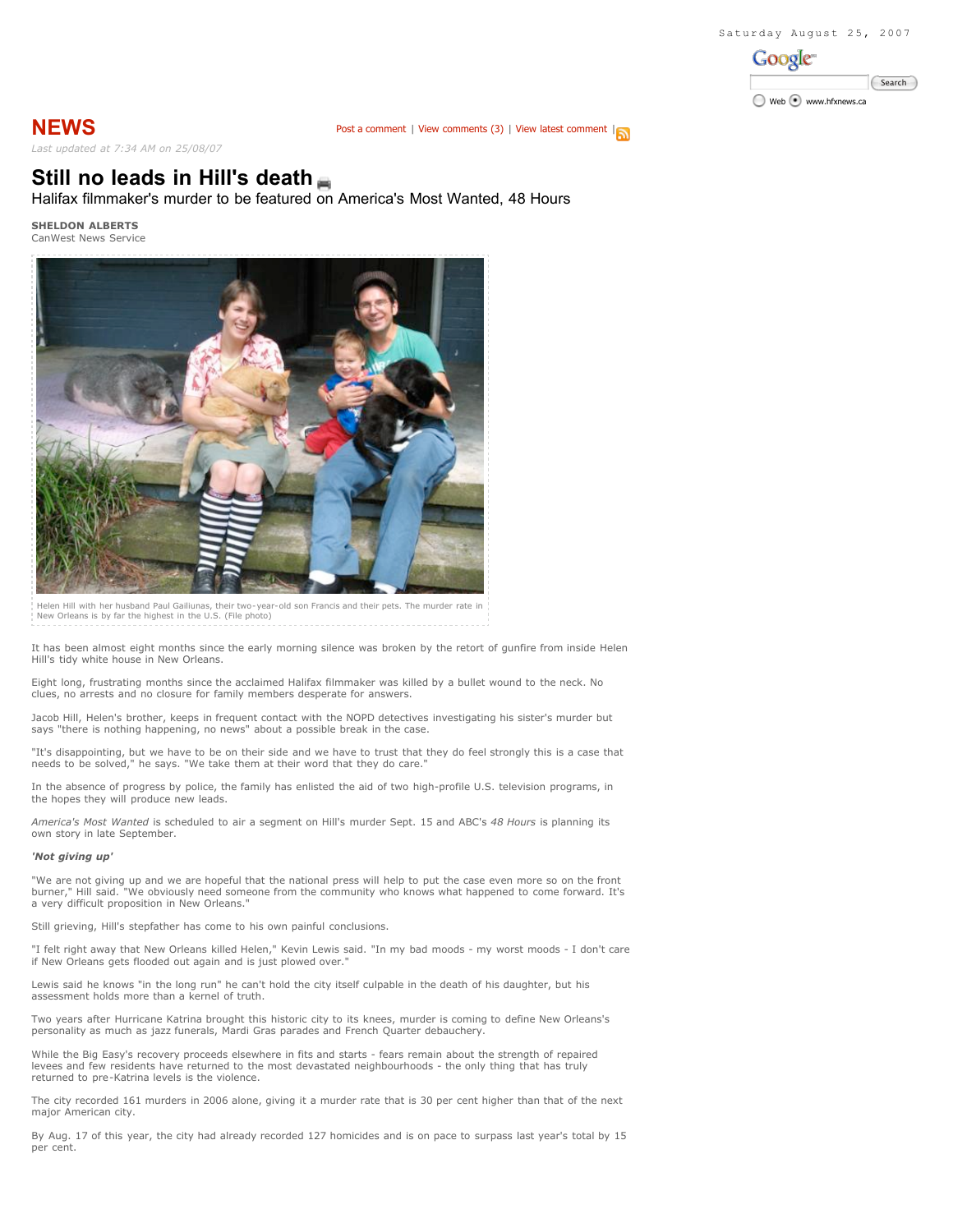Saturday August 25, 2007

# NEWS

Post a comment | View comments (3) | View latest comment |

*Last updated at 7:34 AM on 25/08/07*

## Still no leads in Hill's death

Halifax filmmaker's murder to be featured on America's Most Wanted, 48 Hours

**SHELDON ALBERTS**
CanWest News Service

Helen Hill with her husband Paul Gailiunas, their two-year-old son Francis and their pets. The murder rate in New Orleans is by far the highest in the U.S. (File photo)

It has been almost eight months since the early morning silence was broken by the retort of gunfire from inside Helen Hill's tidy white house in New Orleans.

Eight long, frustrating months since the acclaimed Halifax filmmaker was killed by a bullet wound to the neck. No clues, no arrests and no closure for family members desperate for answers.

Jacob Hill, Helen's brother, keeps in frequent contact with the NOPD detectives investigating his sister's murder but says "there is nothing happening, no news" about a possible break in the case.

"It's disappointing, but we have to be on their side and we have to trust that they do feel strongly this is a case that needs to be solved," he says. "We take them at their word that they do care."

In the absence of progress by police, the family has enlisted the aid of two high-profile U.S. television programs, in the hopes they will produce new leads.

*America's Most Wanted* is scheduled to air a segment on Hill's murder Sept. 15 and ABC's *48 Hours* is planning its own story in late September.

***'Not giving up'***

"We are not giving up and we are hopeful that the national press will help to put the case even more so on the front burner," Hill said. "We obviously need someone from the community who knows what happened to come forward. It's a very difficult proposition in New Orleans."

Still grieving, Hill's stepfather has come to his own painful conclusions.

"I felt right away that New Orleans killed Helen," Kevin Lewis said. "In my bad moods - my worst moods - I don't care if New Orleans gets flooded out again and is just plowed over."

Lewis said he knows "in the long run" he can't hold the city itself culpable in the death of his daughter, but his assessment holds more than a kernel of truth.

Two years after Hurricane Katrina brought this historic city to its knees, murder is coming to define New Orleans's personality as much as jazz funerals, Mardi Gras parades and French Quarter debauchery.

While the Big Easy's recovery proceeds elsewhere in fits and starts - fears remain about the strength of repaired levees and few residents have returned to the most devastated neighbourhoods - the only thing that has truly returned to pre-Katrina levels is the violence.

The city recorded 161 murders in 2006 alone, giving it a murder rate that is 30 per cent higher than that of the next major American city.

By Aug. 17 of this year, the city had already recorded 127 homicides and is on pace to surpass last year's total by 15 per cent.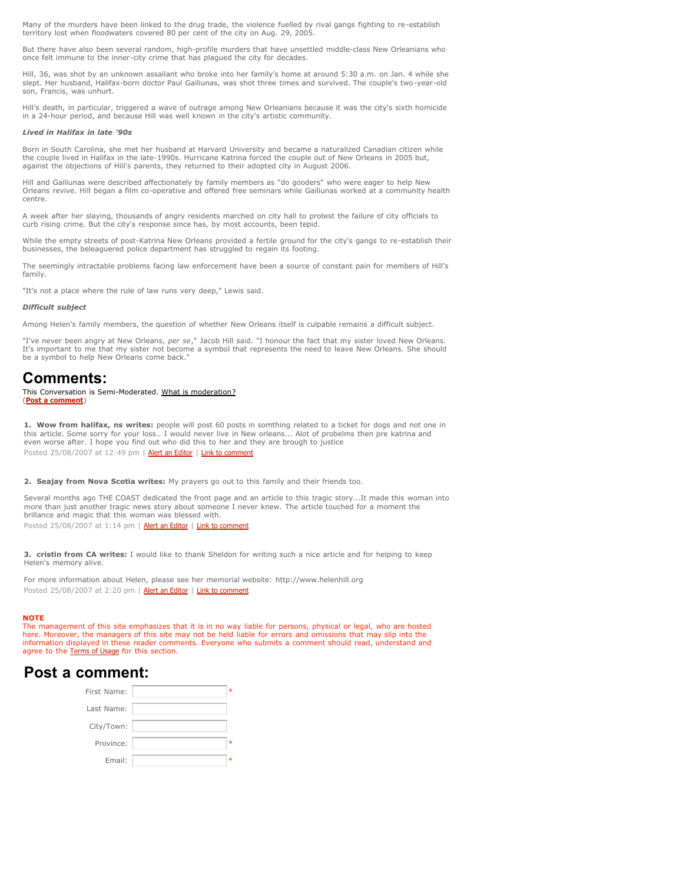Many of the murders have been linked to the drug trade, the violence fuelled by rival gangs fighting to re-establish territory lost when floodwaters covered 80 per cent of the city on Aug. 29, 2005.

But there have also been several random, high-profile murders that have unsettled middle-class New Orleanians who once felt immune to the inner-city crime that has plagued the city for decades.

Hill, 36, was shot by an unknown assailant who broke into her family's home at around 5:30 a.m. on Jan. 4 while she slept. Her husband, Halifax-born doctor Paul Gailiunas, was shot three times and survived. The couple's two-year-old son, Francis, was unhurt.

Hill's death, in particular, triggered a wave of outrage among New Orleanians because it was the city's sixth homicide in a 24-hour period, and because Hill was well known in the city's artistic community.

***Lived in Halifax in late '90s***

Born in South Carolina, she met her husband at Harvard University and became a naturalized Canadian citizen while the couple lived in Halifax in the late-1990s. Hurricane Katrina forced the couple out of New Orleans in 2005 but, against the objections of Hill's parents, they returned to their adopted city in August 2006.

Hill and Gailiunas were described affectionately by family members as "do gooders" who were eager to help New Orleans revive. Hill began a film co-operative and offered free seminars while Gailiunas worked at a community health centre.

A week after her slaying, thousands of angry residents marched on city hall to protest the failure of city officials to curb rising crime. But the city's response since has, by most accounts, been tepid.

While the empty streets of post-Katrina New Orleans provided a fertile ground for the city's gangs to re-establish their businesses, the beleaguered police department has struggled to regain its footing.

The seemingly intractable problems facing law enforcement have been a source of constant pain for members of Hill's family.

"It's not a place where the rule of law runs very deep," Lewis said.

***Difficult subject***

Among Helen's family members, the question of whether New Orleans itself is culpable remains a difficult subject.

"I've never been angry at New Orleans, *per se*," Jacob Hill said. "I honour the fact that my sister loved New Orleans. It's important to me that my sister not become a symbol that represents the need to leave New Orleans. She should be a symbol to help New Orleans come back."

# Comments:

This Conversation is Semi-Moderated. What is moderation?
(**Post a comment**)

**1. Wow from halifax, ns writes:** people will post 60 posts in somthing related to a ticket for dogs and not one in this article. Some sorry for your loss.. I would never live in New orleans... Alot of probelms then pre katrina and even worse after. I hope you find out who did this to her and they are brough to justice
Posted 25/08/2007 at 12:49 pm | Alert an Editor | Link to comment

**2. Seajay from Nova Scotia writes:** My prayers go out to this family and their friends too.

Several months ago THE COAST dedicated the front page and an article to this tragic story...It made this woman into more than just another tragic news story about someone I never knew. The article touched for a moment the brillance and magic that this woman was blessed with.
Posted 25/08/2007 at 1:14 pm | Alert an Editor | Link to comment

**3. cristin from CA writes:** I would like to thank Sheldon for writing such a nice article and for helping to keep Helen's memory alive.

For more information about Helen, please see her memorial website: http://www.helenhill.org
Posted 25/08/2007 at 2:20 pm | Alert an Editor | Link to comment

**NOTE**
The management of this site emphasizes that it is in no way liable for persons, physical or legal, who are hosted here. Moreover, the managers of this site may not be held liable for errors and omissions that may slip into the information displayed in these reader comments. Everyone who submits a comment should read, understand and agree to the Terms of Usage for this section.

# Post a comment:

First Name: *

Last Name:

City/Town:

Province: *

Email: *